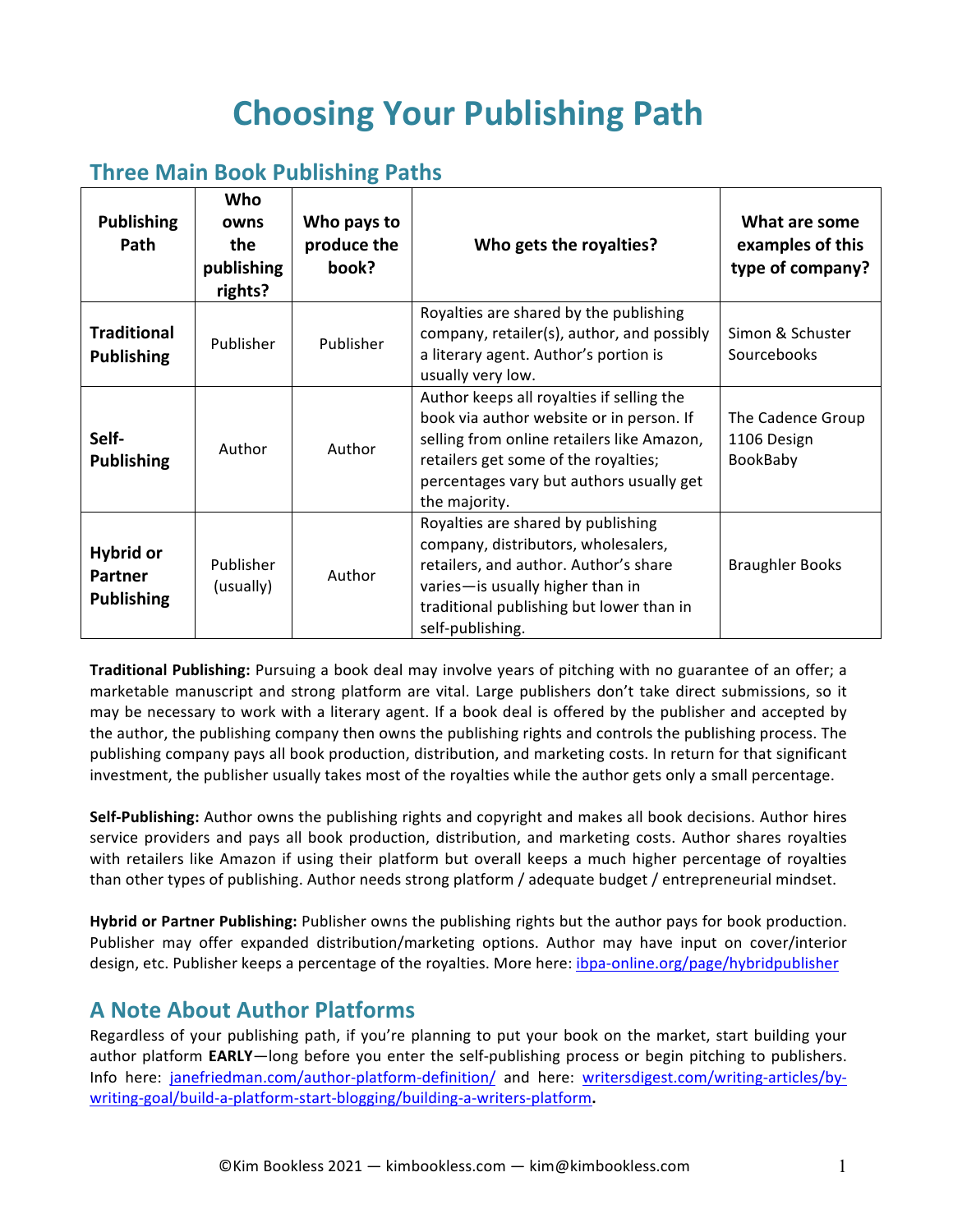# Choosing Your Publishing Path

## Three Main Book Publishing Paths

| Publishing Path | Who owns the publishing rights? | Who pays to produce the book? | Who gets the royalties? | What are some examples of this type of company? |
|---|---|---|---|---|
| **Traditional Publishing** | Publisher | Publisher | Royalties are shared by the publishing company, retailer(s), author, and possibly a literary agent. Author's portion is usually very low. | Simon & Schuster<br>Sourcebooks |
| **Self-Publishing** | Author | Author | Author keeps all royalties if selling the book via author website or in person. If selling from online retailers like Amazon, retailers get some of the royalties; percentages vary but authors usually get the majority. | The Cadence Group<br>1106 Design<br>BookBaby |
| **Hybrid or Partner Publishing** | Publisher (usually) | Author | Royalties are shared by publishing company, distributors, wholesalers, retailers, and author. Author's share varies—is usually higher than in traditional publishing but lower than in self-publishing. | Braughler Books |

**Traditional Publishing:** Pursuing a book deal may involve years of pitching with no guarantee of an offer; a marketable manuscript and strong platform are vital. Large publishers don't take direct submissions, so it may be necessary to work with a literary agent. If a book deal is offered by the publisher and accepted by the author, the publishing company then owns the publishing rights and controls the publishing process. The publishing company pays all book production, distribution, and marketing costs. In return for that significant investment, the publisher usually takes most of the royalties while the author gets only a small percentage.

**Self-Publishing:** Author owns the publishing rights and copyright and makes all book decisions. Author hires service providers and pays all book production, distribution, and marketing costs. Author shares royalties with retailers like Amazon if using their platform but overall keeps a much higher percentage of royalties than other types of publishing. Author needs strong platform / adequate budget / entrepreneurial mindset.

**Hybrid or Partner Publishing:** Publisher owns the publishing rights but the author pays for book production. Publisher may offer expanded distribution/marketing options. Author may have input on cover/interior design, etc. Publisher keeps a percentage of the royalties. More here: ibpa-online.org/page/hybridpublisher

## A Note About Author Platforms

Regardless of your publishing path, if you're planning to put your book on the market, start building your author platform **EARLY**—long before you enter the self-publishing process or begin pitching to publishers. Info here: janefriedman.com/author-platform-definition/ and here: writersdigest.com/writing-articles/by-writing-goal/build-a-platform-start-blogging/building-a-writers-platform.

©Kim Bookless 2021 — kimbookless.com — kim@kimbookless.com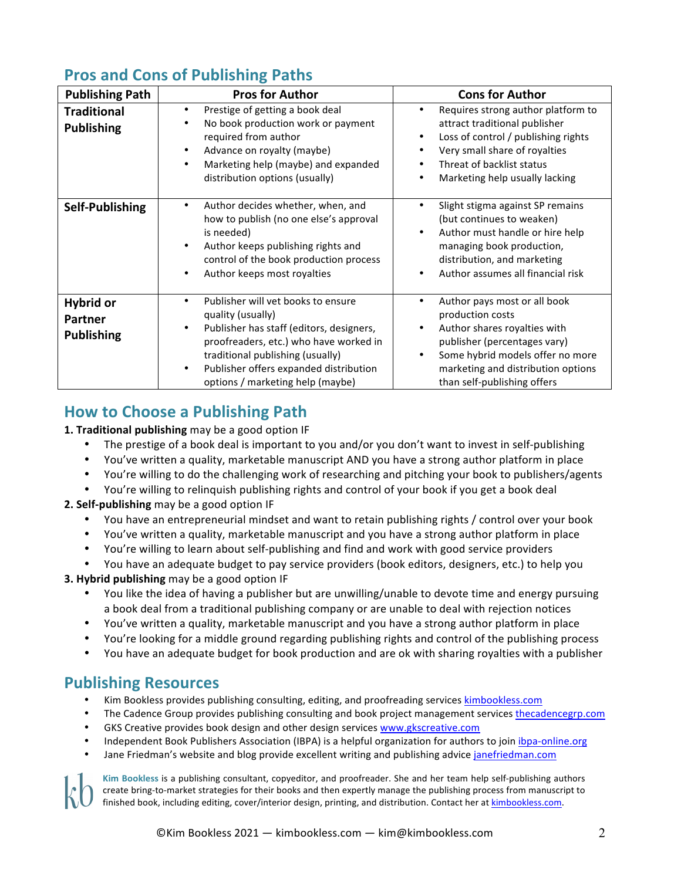## Pros and Cons of Publishing Paths

| Publishing Path | Pros for Author | Cons for Author |
|---|---|---|
| **Traditional Publishing** | • Prestige of getting a book deal<br>• No book production work or payment required from author<br>• Advance on royalty (maybe)<br>• Marketing help (maybe) and expanded distribution options (usually) | • Requires strong author platform to attract traditional publisher<br>• Loss of control / publishing rights<br>• Very small share of royalties<br>• Threat of backlist status<br>• Marketing help usually lacking |
| **Self-Publishing** | • Author decides whether, when, and how to publish (no one else's approval is needed)<br>• Author keeps publishing rights and control of the book production process<br>• Author keeps most royalties | • Slight stigma against SP remains (but continues to weaken)<br>• Author must handle or hire help managing book production, distribution, and marketing<br>• Author assumes all financial risk |
| **Hybrid or Partner Publishing** | • Publisher will vet books to ensure quality (usually)<br>• Publisher has staff (editors, designers, proofreaders, etc.) who have worked in traditional publishing (usually)<br>• Publisher offers expanded distribution options / marketing help (maybe) | • Author pays most or all book production costs<br>• Author shares royalties with publisher (percentages vary)<br>• Some hybrid models offer no more marketing and distribution options than self-publishing offers |

## How to Choose a Publishing Path

**1. Traditional publishing** may be a good option IF

- The prestige of a book deal is important to you and/or you don't want to invest in self-publishing
- You've written a quality, marketable manuscript AND you have a strong author platform in place
- You're willing to do the challenging work of researching and pitching your book to publishers/agents
- You're willing to relinquish publishing rights and control of your book if you get a book deal

**2. Self-publishing** may be a good option IF

- You have an entrepreneurial mindset and want to retain publishing rights / control over your book
- You've written a quality, marketable manuscript and you have a strong author platform in place
- You're willing to learn about self-publishing and find and work with good service providers
- You have an adequate budget to pay service providers (book editors, designers, etc.) to help you

**3. Hybrid publishing** may be a good option IF

- You like the idea of having a publisher but are unwilling/unable to devote time and energy pursuing a book deal from a traditional publishing company or are unable to deal with rejection notices
- You've written a quality, marketable manuscript and you have a strong author platform in place
- You're looking for a middle ground regarding publishing rights and control of the publishing process
- You have an adequate budget for book production and are ok with sharing royalties with a publisher

## Publishing Resources

- Kim Bookless provides publishing consulting, editing, and proofreading services kimbookless.com
- The Cadence Group provides publishing consulting and book project management services thecadencegrp.com
- GKS Creative provides book design and other design services www.gkscreative.com
- Independent Book Publishers Association (IBPA) is a helpful organization for authors to join ibpa-online.org
- Jane Friedman's website and blog provide excellent writing and publishing advice janefriedman.com

kb

**Kim Bookless** is a publishing consultant, copyeditor, and proofreader. She and her team help self-publishing authors create bring-to-market strategies for their books and then expertly manage the publishing process from manuscript to finished book, including editing, cover/interior design, printing, and distribution. Contact her at kimbookless.com.

©Kim Bookless 2021 — kimbookless.com — kim@kimbookless.com